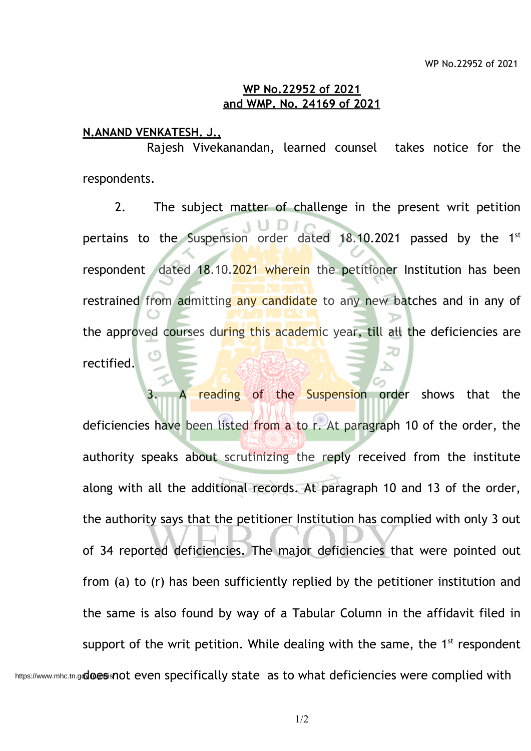**WP No.22952 of 2021**
**and WMP. No. 24169 of 2021**

**N.ANAND VENKATESH. J.,**

Rajesh Vivekanandan, learned counsel takes notice for the respondents.

2. The subject matter of challenge in the present writ petition pertains to the Suspension order dated 18.10.2021 passed by the 1st respondent dated 18.10.2021 wherein the petitioner Institution has been restrained from admitting any candidate to any new batches and in any of the approved courses during this academic year, till all the deficiencies are rectified.

3. A reading of the Suspension order shows that the deficiencies have been listed from a to r. At paragraph 10 of the order, the authority speaks about scrutinizing the reply received from the institute along with all the additional records. At paragraph 10 and 13 of the order, the authority says that the petitioner Institution has complied with only 3 out of 34 reported deficiencies. The major deficiencies that were pointed out from (a) to (r) has been sufficiently replied by the petitioner institution and the same is also found by way of a Tabular Column in the affidavit filed in support of the writ petition. While dealing with the same, the 1st respondent does not even specifically state as to what deficiencies were complied with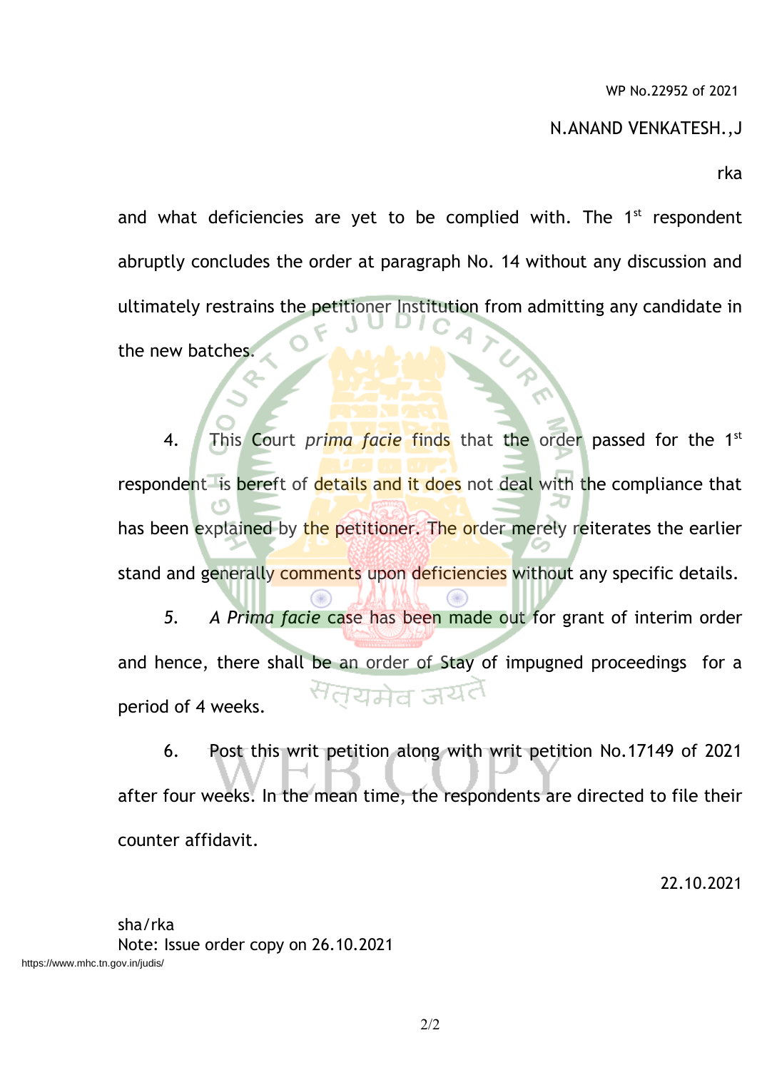WP No.22952 of 2021

N.ANAND VENKATESH.,J

rka

and what deficiencies are yet to be complied with. The 1st respondent abruptly concludes the order at paragraph No. 14 without any discussion and ultimately restrains the petitioner Institution from admitting any candidate in the new batches.

4. This Court *prima facie* finds that the order passed for the 1st respondent is bereft of details and it does not deal with the compliance that has been explained by the petitioner. The order merely reiterates the earlier stand and generally comments upon deficiencies without any specific details.

*5. A Prima facie* case has been made out for grant of interim order and hence, there shall be an order of Stay of impugned proceedings for a period of 4 weeks.

6. Post this writ petition along with writ petition No.17149 of 2021 after four weeks. In the mean time, the respondents are directed to file their counter affidavit.

22.10.2021

sha/rka
Note: Issue order copy on 26.10.2021